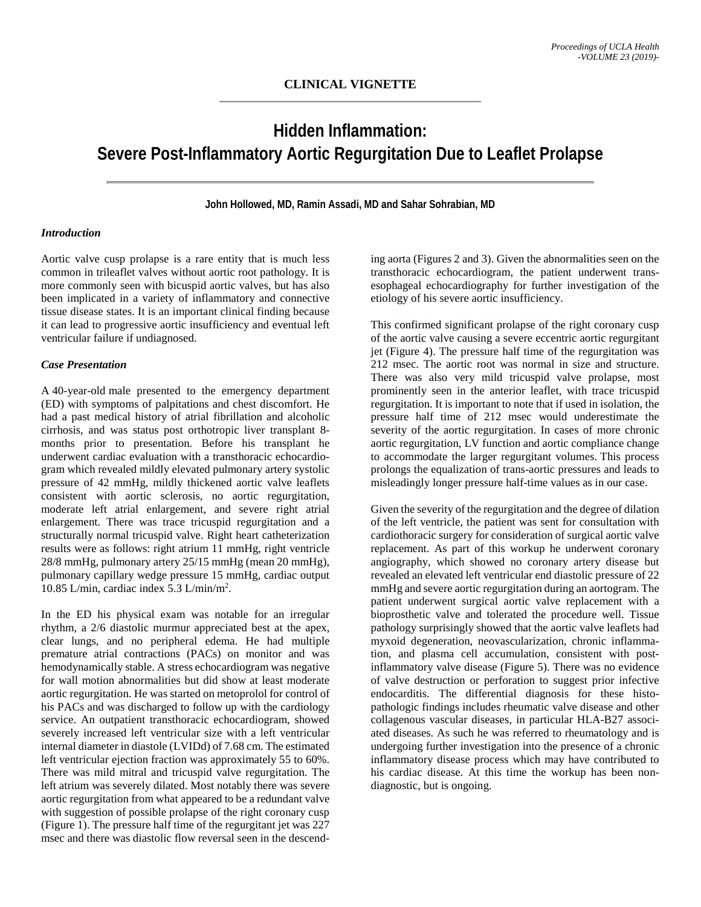CLINICAL VIGNETTE

# Hidden Inflammation: Severe Post-Inflammatory Aortic Regurgitation Due to Leaflet Prolapse

**John Hollowed, MD, Ramin Assadi, MD and Sahar Sohrabian, MD**

### *Introduction*

Aortic valve cusp prolapse is a rare entity that is much less common in trileaflet valves without aortic root pathology. It is more commonly seen with bicuspid aortic valves, but has also been implicated in a variety of inflammatory and connective tissue disease states. It is an important clinical finding because it can lead to progressive aortic insufficiency and eventual left ventricular failure if undiagnosed.

### *Case Presentation*

A 40-year-old male presented to the emergency department (ED) with symptoms of palpitations and chest discomfort. He had a past medical history of atrial fibrillation and alcoholic cirrhosis, and was status post orthotropic liver transplant 8-months prior to presentation. Before his transplant he underwent cardiac evaluation with a transthoracic echocardiogram which revealed mildly elevated pulmonary artery systolic pressure of 42 mmHg, mildly thickened aortic valve leaflets consistent with aortic sclerosis, no aortic regurgitation, moderate left atrial enlargement, and severe right atrial enlargement. There was trace tricuspid regurgitation and a structurally normal tricuspid valve. Right heart catheterization results were as follows: right atrium 11 mmHg, right ventricle 28/8 mmHg, pulmonary artery 25/15 mmHg (mean 20 mmHg), pulmonary capillary wedge pressure 15 mmHg, cardiac output 10.85 L/min, cardiac index 5.3 L/min/$m^2$.

In the ED his physical exam was notable for an irregular rhythm, a 2/6 diastolic murmur appreciated best at the apex, clear lungs, and no peripheral edema. He had multiple premature atrial contractions (PACs) on monitor and was hemodynamically stable. A stress echocardiogram was negative for wall motion abnormalities but did show at least moderate aortic regurgitation. He was started on metoprolol for control of his PACs and was discharged to follow up with the cardiology service. An outpatient transthoracic echocardiogram, showed severely increased left ventricular size with a left ventricular internal diameter in diastole (LVIDd) of 7.68 cm. The estimated left ventricular ejection fraction was approximately 55 to 60%. There was mild mitral and tricuspid valve regurgitation. The left atrium was severely dilated. Most notably there was severe aortic regurgitation from what appeared to be a redundant valve with suggestion of possible prolapse of the right coronary cusp (Figure 1). The pressure half time of the regurgitant jet was 227 msec and there was diastolic flow reversal seen in the descending aorta (Figures 2 and 3). Given the abnormalities seen on the transthoracic echocardiogram, the patient underwent transesophageal echocardiography for further investigation of the etiology of his severe aortic insufficiency.

This confirmed significant prolapse of the right coronary cusp of the aortic valve causing a severe eccentric aortic regurgitant jet (Figure 4). The pressure half time of the regurgitation was 212 msec. The aortic root was normal in size and structure. There was also very mild tricuspid valve prolapse, most prominently seen in the anterior leaflet, with trace tricuspid regurgitation. It is important to note that if used in isolation, the pressure half time of 212 msec would underestimate the severity of the aortic regurgitation. In cases of more chronic aortic regurgitation, LV function and aortic compliance change to accommodate the larger regurgitant volumes. This process prolongs the equalization of trans-aortic pressures and leads to misleadingly longer pressure half-time values as in our case.

Given the severity of the regurgitation and the degree of dilation of the left ventricle, the patient was sent for consultation with cardiothoracic surgery for consideration of surgical aortic valve replacement. As part of this workup he underwent coronary angiography, which showed no coronary artery disease but revealed an elevated left ventricular end diastolic pressure of 22 mmHg and severe aortic regurgitation during an aortogram. The patient underwent surgical aortic valve replacement with a bioprosthetic valve and tolerated the procedure well. Tissue pathology surprisingly showed that the aortic valve leaflets had myxoid degeneration, neovascularization, chronic inflammation, and plasma cell accumulation, consistent with post-inflammatory valve disease (Figure 5). There was no evidence of valve destruction or perforation to suggest prior infective endocarditis. The differential diagnosis for these histopathologic findings includes rheumatic valve disease and other collagenous vascular diseases, in particular HLA-B27 associated diseases. As such he was referred to rheumatology and is undergoing further investigation into the presence of a chronic inflammatory disease process which may have contributed to his cardiac disease. At this time the workup has been non-diagnostic, but is ongoing.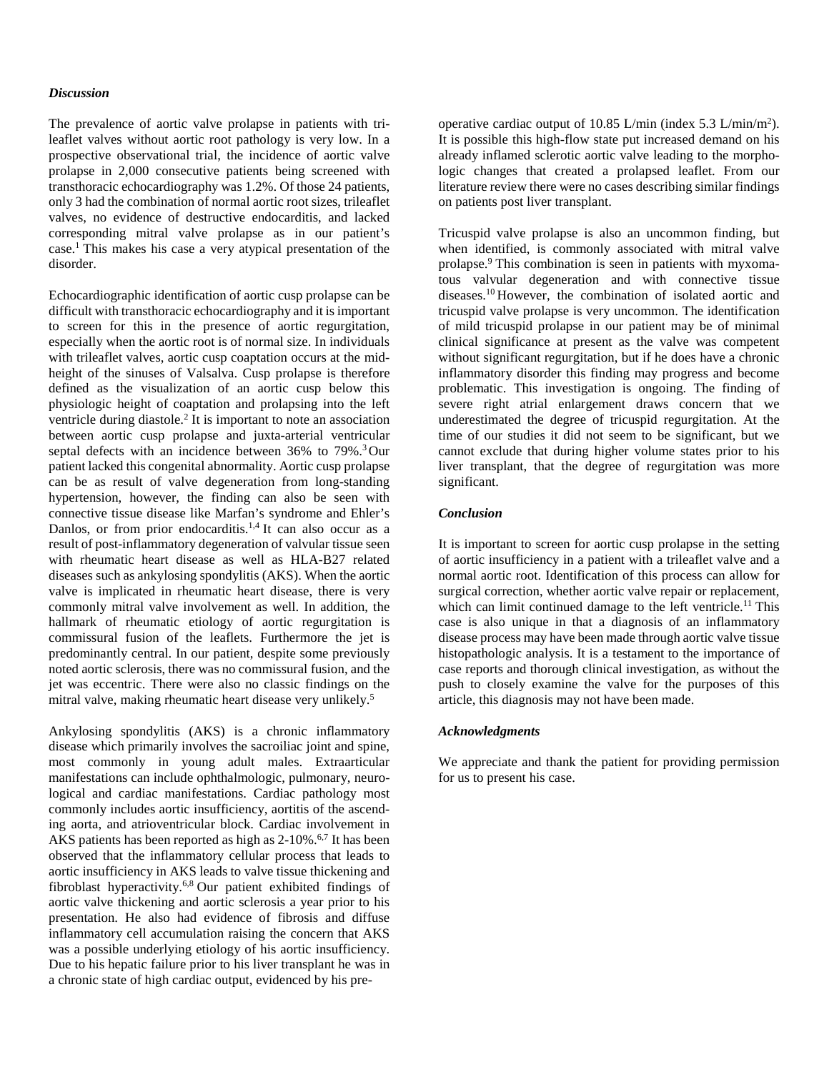### *Discussion*

The prevalence of aortic valve prolapse in patients with tri-leaflet valves without aortic root pathology is very low. In a prospective observational trial, the incidence of aortic valve prolapse in 2,000 consecutive patients being screened with transthoracic echocardiography was 1.2%. Of those 24 patients, only 3 had the combination of normal aortic root sizes, trileaflet valves, no evidence of destructive endocarditis, and lacked corresponding mitral valve prolapse as in our patient's case.[1] This makes his case a very atypical presentation of the disorder.

Echocardiographic identification of aortic cusp prolapse can be difficult with transthoracic echocardiography and it is important to screen for this in the presence of aortic regurgitation, especially when the aortic root is of normal size. In individuals with trileaflet valves, aortic cusp coaptation occurs at the mid-height of the sinuses of Valsalva. Cusp prolapse is therefore defined as the visualization of an aortic cusp below this physiologic height of coaptation and prolapsing into the left ventricle during diastole.[2] It is important to note an association between aortic cusp prolapse and juxta-arterial ventricular septal defects with an incidence between 36% to 79%.[3] Our patient lacked this congenital abnormality. Aortic cusp prolapse can be as result of valve degeneration from long-standing hypertension, however, the finding can also be seen with connective tissue disease like Marfan's syndrome and Ehler's Danlos, or from prior endocarditis.[1,4] It can also occur as a result of post-inflammatory degeneration of valvular tissue seen with rheumatic heart disease as well as HLA-B27 related diseases such as ankylosing spondylitis (AKS). When the aortic valve is implicated in rheumatic heart disease, there is very commonly mitral valve involvement as well. In addition, the hallmark of rheumatic etiology of aortic regurgitation is commissural fusion of the leaflets. Furthermore the jet is predominantly central. In our patient, despite some previously noted aortic sclerosis, there was no commissural fusion, and the jet was eccentric. There were also no classic findings on the mitral valve, making rheumatic heart disease very unlikely.[5]

Ankylosing spondylitis (AKS) is a chronic inflammatory disease which primarily involves the sacroiliac joint and spine, most commonly in young adult males. Extraarticular manifestations can include ophthalmologic, pulmonary, neurological and cardiac manifestations. Cardiac pathology most commonly includes aortic insufficiency, aortitis of the ascending aorta, and atrioventricular block. Cardiac involvement in AKS patients has been reported as high as 2-10%.[6,7] It has been observed that the inflammatory cellular process that leads to aortic insufficiency in AKS leads to valve tissue thickening and fibroblast hyperactivity.[6,8] Our patient exhibited findings of aortic valve thickening and aortic sclerosis a year prior to his presentation. He also had evidence of fibrosis and diffuse inflammatory cell accumulation raising the concern that AKS was a possible underlying etiology of his aortic insufficiency. Due to his hepatic failure prior to his liver transplant he was in a chronic state of high cardiac output, evidenced by his pre-operative cardiac output of 10.85 L/min (index 5.3 L/min/m$^2$). It is possible this high-flow state put increased demand on his already inflamed sclerotic aortic valve leading to the morphologic changes that created a prolapsed leaflet. From our literature review there were no cases describing similar findings on patients post liver transplant.

Tricuspid valve prolapse is also an uncommon finding, but when identified, is commonly associated with mitral valve prolapse.[9] This combination is seen in patients with myxomatous valvular degeneration and with connective tissue diseases.[10] However, the combination of isolated aortic and tricuspid valve prolapse is very uncommon. The identification of mild tricuspid prolapse in our patient may be of minimal clinical significance at present as the valve was competent without significant regurgitation, but if he does have a chronic inflammatory disorder this finding may progress and become problematic. This investigation is ongoing. The finding of severe right atrial enlargement draws concern that we underestimated the degree of tricuspid regurgitation. At the time of our studies it did not seem to be significant, but we cannot exclude that during higher volume states prior to his liver transplant, that the degree of regurgitation was more significant.

### *Conclusion*

It is important to screen for aortic cusp prolapse in the setting of aortic insufficiency in a patient with a trileaflet valve and a normal aortic root. Identification of this process can allow for surgical correction, whether aortic valve repair or replacement, which can limit continued damage to the left ventricle.[11] This case is also unique in that a diagnosis of an inflammatory disease process may have been made through aortic valve tissue histopathologic analysis. It is a testament to the importance of case reports and thorough clinical investigation, as without the push to closely examine the valve for the purposes of this article, this diagnosis may not have been made.

### *Acknowledgments*

We appreciate and thank the patient for providing permission for us to present his case.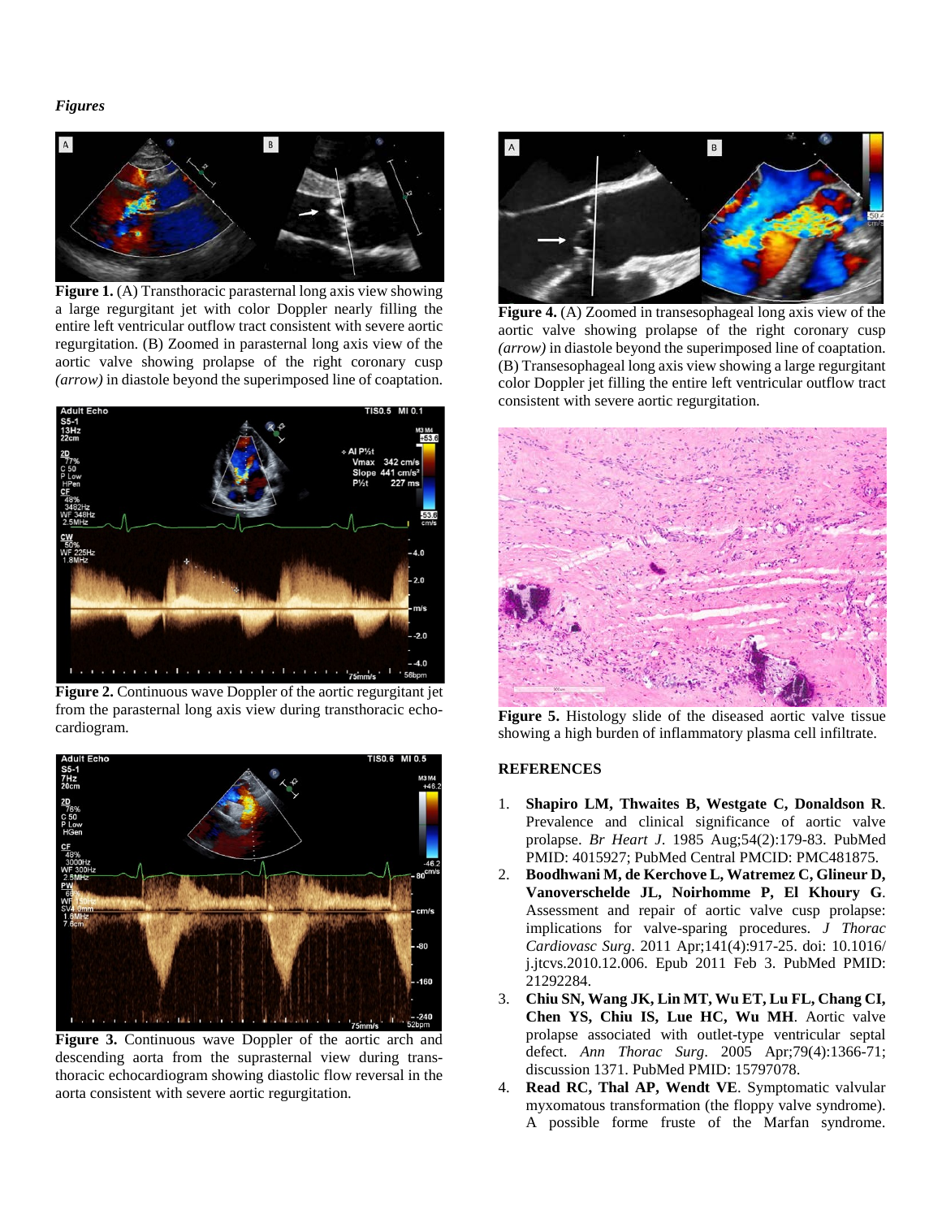*Figures*

**Figure 1.** (A) Transthoracic parasternal long axis view showing a large regurgitant jet with color Doppler nearly filling the entire left ventricular outflow tract consistent with severe aortic regurgitation. (B) Zoomed in parasternal long axis view of the aortic valve showing prolapse of the right coronary cusp *(arrow)* in diastole beyond the superimposed line of coaptation.

**Figure 2.** Continuous wave Doppler of the aortic regurgitant jet from the parasternal long axis view during transthoracic echocardiogram.

**Figure 3.** Continuous wave Doppler of the aortic arch and descending aorta from the suprasternal view during transthoracic echocardiogram showing diastolic flow reversal in the aorta consistent with severe aortic regurgitation.

**Figure 4.** (A) Zoomed in transesophageal long axis view of the aortic valve showing prolapse of the right coronary cusp *(arrow)* in diastole beyond the superimposed line of coaptation. (B) Transesophageal long axis view showing a large regurgitant color Doppler jet filling the entire left ventricular outflow tract consistent with severe aortic regurgitation.

**Figure 5.** Histology slide of the diseased aortic valve tissue showing a high burden of inflammatory plasma cell infiltrate.

## REFERENCES

1. **Shapiro LM, Thwaites B, Westgate C, Donaldson R**. Prevalence and clinical significance of aortic valve prolapse. *Br Heart J*. 1985 Aug;54(2):179-83. PubMed PMID: 4015927; PubMed Central PMCID: PMC481875.
2. **Boodhwani M, de Kerchove L, Watremez C, Glineur D, Vanoverschelde JL, Noirhomme P, El Khoury G**. Assessment and repair of aortic valve cusp prolapse: implications for valve-sparing procedures. *J Thorac Cardiovasc Surg*. 2011 Apr;141(4):917-25. doi: 10.1016/j.jtcvs.2010.12.006. Epub 2011 Feb 3. PubMed PMID: 21292284.
3. **Chiu SN, Wang JK, Lin MT, Wu ET, Lu FL, Chang CI, Chen YS, Chiu IS, Lue HC, Wu MH**. Aortic valve prolapse associated with outlet-type ventricular septal defect. *Ann Thorac Surg*. 2005 Apr;79(4):1366-71; discussion 1371. PubMed PMID: 15797078.
4. **Read RC, Thal AP, Wendt VE**. Symptomatic valvular myxomatous transformation (the floppy valve syndrome). A possible forme fruste of the Marfan syndrome.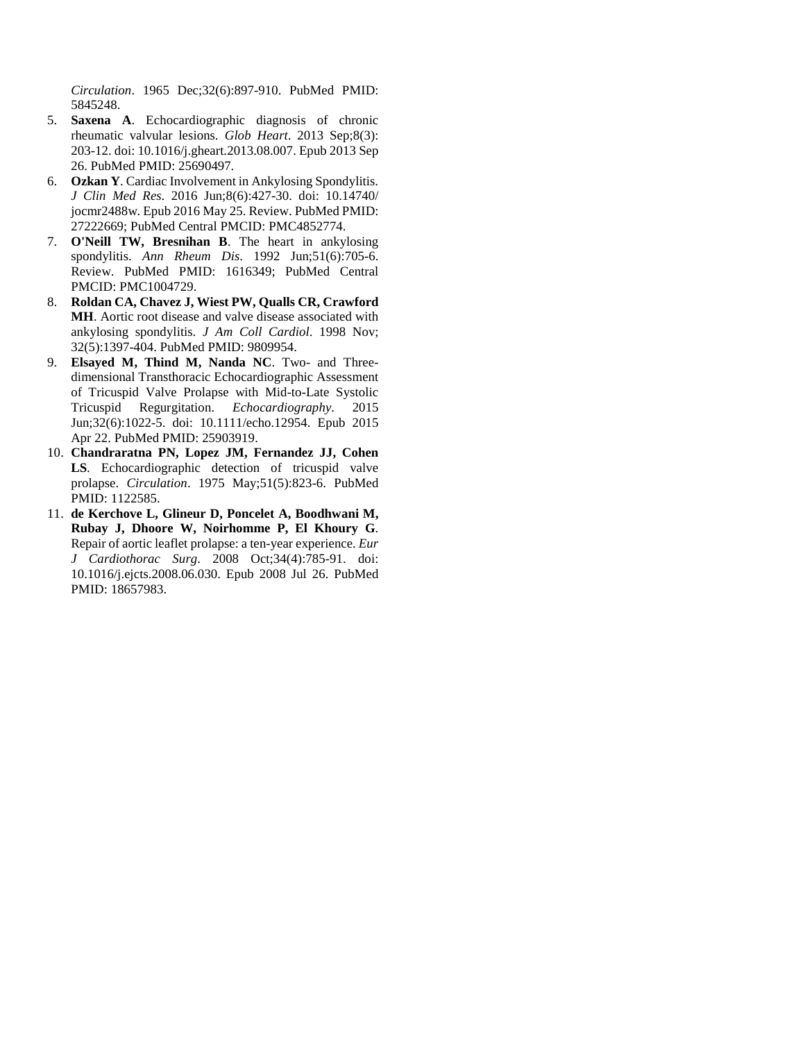*Circulation*. 1965 Dec;32(6):897-910. PubMed PMID: 5845248.

5. **Saxena A**. Echocardiographic diagnosis of chronic rheumatic valvular lesions. *Glob Heart*. 2013 Sep;8(3): 203-12. doi: 10.1016/j.gheart.2013.08.007. Epub 2013 Sep 26. PubMed PMID: 25690497.
6. **Ozkan Y**. Cardiac Involvement in Ankylosing Spondylitis. *J Clin Med Res*. 2016 Jun;8(6):427-30. doi: 10.14740/jocmr2488w. Epub 2016 May 25. Review. PubMed PMID: 27222669; PubMed Central PMCID: PMC4852774.
7. **O'Neill TW, Bresnihan B**. The heart in ankylosing spondylitis. *Ann Rheum Dis*. 1992 Jun;51(6):705-6. Review. PubMed PMID: 1616349; PubMed Central PMCID: PMC1004729.
8. **Roldan CA, Chavez J, Wiest PW, Qualls CR, Crawford MH**. Aortic root disease and valve disease associated with ankylosing spondylitis. *J Am Coll Cardiol*. 1998 Nov; 32(5):1397-404. PubMed PMID: 9809954.
9. **Elsayed M, Thind M, Nanda NC**. Two- and Three-dimensional Transthoracic Echocardiographic Assessment of Tricuspid Valve Prolapse with Mid-to-Late Systolic Tricuspid Regurgitation. *Echocardiography*. 2015 Jun;32(6):1022-5. doi: 10.1111/echo.12954. Epub 2015 Apr 22. PubMed PMID: 25903919.
10. **Chandraratna PN, Lopez JM, Fernandez JJ, Cohen LS**. Echocardiographic detection of tricuspid valve prolapse. *Circulation*. 1975 May;51(5):823-6. PubMed PMID: 1122585.
11. **de Kerchove L, Glineur D, Poncelet A, Boodhwani M, Rubay J, Dhoore W, Noirhomme P, El Khoury G**. Repair of aortic leaflet prolapse: a ten-year experience. *Eur J Cardiothorac Surg*. 2008 Oct;34(4):785-91. doi: 10.1016/j.ejcts.2008.06.030. Epub 2008 Jul 26. PubMed PMID: 18657983.